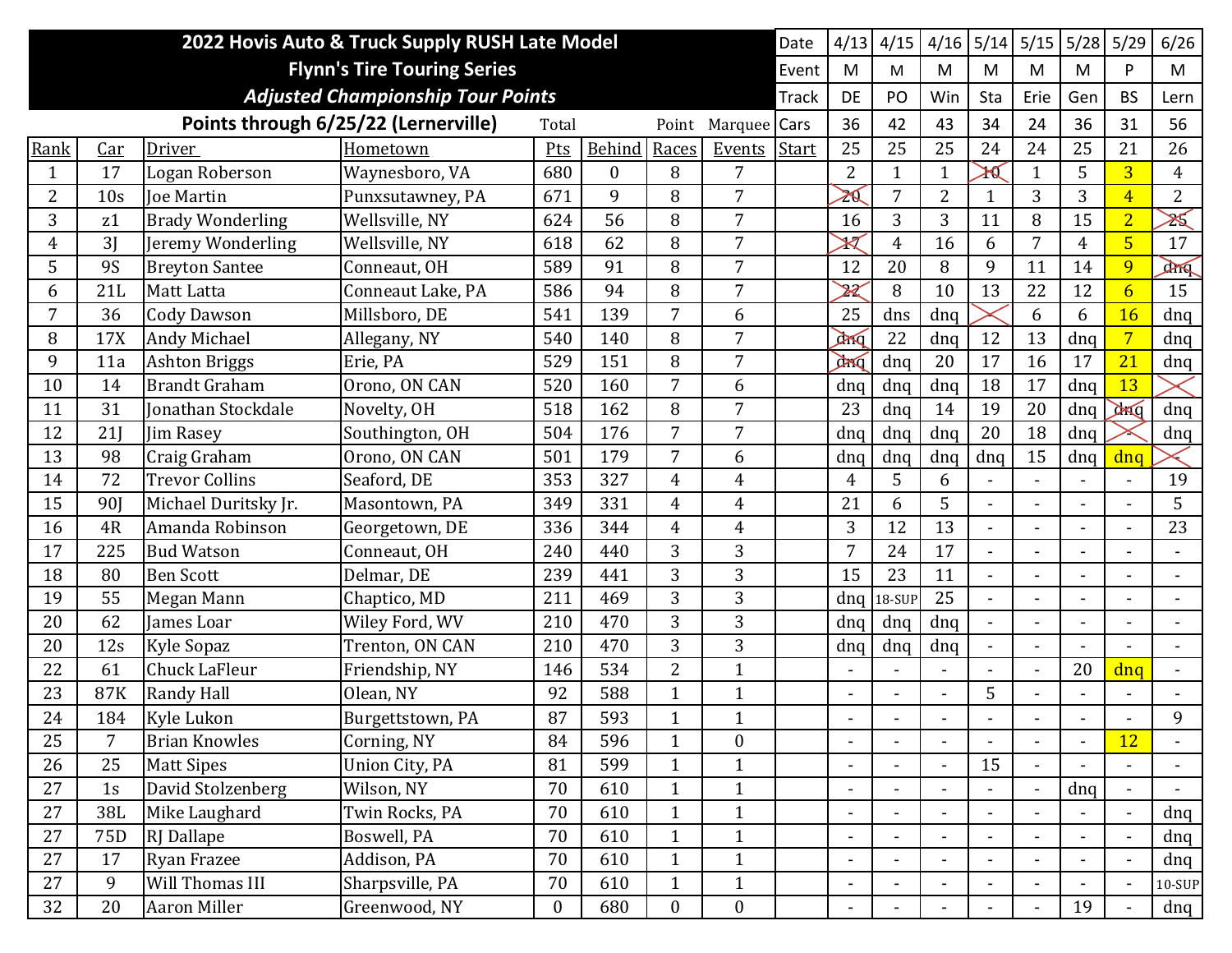# 2022 Hovis Auto & Truck Supply RUSH Late Model

## Flynn's Tire Touring Series

### *Adjusted Championship Tour Points*

**Points through 6/25/22 (Lernerville)**

| | | | | Total | | Point | Marquee | Date | 4/13 | 4/15 | 4/16 | 5/14 | 5/15 | 5/28 | 5/29 | 6/26 |
|---|---|---|---|---|---|---|---|---|---|---|---|---|---|---|---|---|
| | | | | | | | | Event | M | M | M | M | M | M | P | M |
| | | | | | | | | Track | DE | PO | Win | Sta | Erie | Gen | BS | Lern |
| | | | | | | | | Cars | 36 | 42 | 43 | 34 | 24 | 36 | 31 | 56 |
| Rank | Car | Driver | Hometown | Pts | Behind | Races | Events | Start | 25 | 25 | 25 | 24 | 24 | 25 | 21 | 26 |
| 1 | 17 | Logan Roberson | Waynesboro, VA | 680 | 0 | 8 | 7 | | 2 | 1 | 1 | ~~10~~ | 1 | 5 | 3 | 4 |
| 2 | 10s | Joe Martin | Punxsutawney, PA | 671 | 9 | 8 | 7 | | ~~20~~ | 7 | 2 | 1 | 3 | 3 | 4 | 2 |
| 3 | z1 | Brady Wonderling | Wellsville, NY | 624 | 56 | 8 | 7 | | 16 | 3 | 3 | 11 | 8 | 15 | 2 | ~~25~~ |
| 4 | 3J | Jeremy Wonderling | Wellsville, NY | 618 | 62 | 8 | 7 | | ~~17~~ | 4 | 16 | 6 | 7 | 4 | 5 | 17 |
| 5 | 9S | Breyton Santee | Conneaut, OH | 589 | 91 | 8 | 7 | | 12 | 20 | 8 | 9 | 11 | 14 | 9 | ~~dnq~~ |
| 6 | 21L | Matt Latta | Conneaut Lake, PA | 586 | 94 | 8 | 7 | | ~~22~~ | 8 | 10 | 13 | 22 | 12 | 6 | 15 |
| 7 | 36 | Cody Dawson | Millsboro, DE | 541 | 139 | 7 | 6 | | 25 | dns | dnq | ~~-~~ | 6 | 6 | 16 | dnq |
| 8 | 17X | Andy Michael | Allegany, NY | 540 | 140 | 8 | 7 | | ~~dnq~~ | 22 | dnq | 12 | 13 | dnq | 7 | dnq |
| 9 | 11a | Ashton Briggs | Erie, PA | 529 | 151 | 8 | 7 | | ~~dnq~~ | dnq | 20 | 17 | 16 | 17 | 21 | dnq |
| 10 | 14 | Brandt Graham | Orono, ON CAN | 520 | 160 | 7 | 6 | | dnq | dnq | dnq | 18 | 17 | dnq | 13 | ~~-~~ |
| 11 | 31 | Jonathan Stockdale | Novelty, OH | 518 | 162 | 8 | 7 | | 23 | dnq | 14 | 19 | 20 | dnq | ~~dnq~~ | dnq |
| 12 | 21J | Jim Rasey | Southington, OH | 504 | 176 | 7 | 7 | | dnq | dnq | dnq | 20 | 18 | dnq | ~~-~~ | dnq |
| 13 | 98 | Craig Graham | Orono, ON CAN | 501 | 179 | 7 | 6 | | dnq | dnq | dnq | dnq | 15 | dnq | dnq | ~~-~~ |
| 14 | 72 | Trevor Collins | Seaford, DE | 353 | 327 | 4 | 4 | | 4 | 5 | 6 | - | - | - | - | 19 |
| 15 | 90J | Michael Duritsky Jr. | Masontown, PA | 349 | 331 | 4 | 4 | | 21 | 6 | 5 | - | - | - | - | 5 |
| 16 | 4R | Amanda Robinson | Georgetown, DE | 336 | 344 | 4 | 4 | | 3 | 12 | 13 | - | - | - | - | 23 |
| 17 | 225 | Bud Watson | Conneaut, OH | 240 | 440 | 3 | 3 | | 7 | 24 | 17 | - | - | - | - | - |
| 18 | 80 | Ben Scott | Delmar, DE | 239 | 441 | 3 | 3 | | 15 | 23 | 11 | - | - | - | - | - |
| 19 | 55 | Megan Mann | Chaptico, MD | 211 | 469 | 3 | 3 | | dnq | 18-SUP | 25 | - | - | - | - | - |
| 20 | 62 | James Loar | Wiley Ford, WV | 210 | 470 | 3 | 3 | | dnq | dnq | dnq | - | - | - | - | - |
| 20 | 12s | Kyle Sopaz | Trenton, ON CAN | 210 | 470 | 3 | 3 | | dnq | dnq | dnq | - | - | - | - | - |
| 22 | 61 | Chuck LaFleur | Friendship, NY | 146 | 534 | 2 | 1 | | - | - | - | - | - | 20 | dnq | - |
| 23 | 87K | Randy Hall | Olean, NY | 92 | 588 | 1 | 1 | | - | - | - | 5 | - | - | - | - |
| 24 | 184 | Kyle Lukon | Burgettstown, PA | 87 | 593 | 1 | 1 | | - | - | - | - | - | - | - | 9 |
| 25 | 7 | Brian Knowles | Corning, NY | 84 | 596 | 1 | 0 | | - | - | - | - | - | - | 12 | - |
| 26 | 25 | Matt Sipes | Union City, PA | 81 | 599 | 1 | 1 | | - | - | - | 15 | - | - | - | - |
| 27 | 1s | David Stolzenberg | Wilson, NY | 70 | 610 | 1 | 1 | | - | - | - | - | - | dnq | - | - |
| 27 | 38L | Mike Laughard | Twin Rocks, PA | 70 | 610 | 1 | 1 | | - | - | - | - | - | - | - | dnq |
| 27 | 75D | RJ Dallape | Boswell, PA | 70 | 610 | 1 | 1 | | - | - | - | - | - | - | - | dnq |
| 27 | 17 | Ryan Frazee | Addison, PA | 70 | 610 | 1 | 1 | | - | - | - | - | - | - | - | dnq |
| 27 | 9 | Will Thomas III | Sharpsville, PA | 70 | 610 | 1 | 1 | | - | - | - | - | - | - | - | 10-SUP |
| 32 | 20 | Aaron Miller | Greenwood, NY | 0 | 680 | 0 | 0 | | - | - | - | - | - | 19 | - | dnq |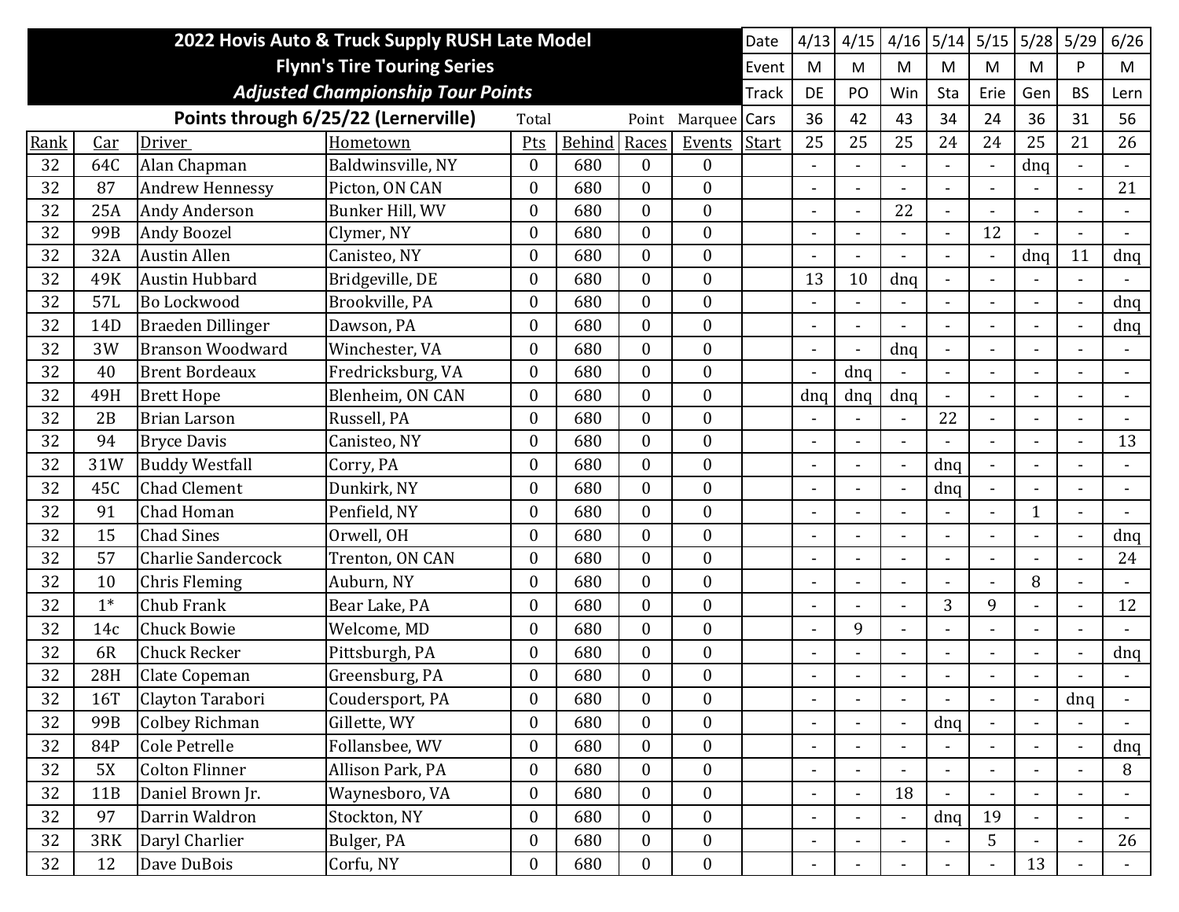| **2022 Hovis Auto & Truck Supply RUSH Late Model** | | | | | | | | Date | 4/13 | 4/15 | 4/16 | 5/14 | 5/15 | 5/28 | 5/29 | 6/26 |
|---|---|---|---|---|---|---|---|---|---|---|---|---|---|---|---|---|
| **Flynn's Tire Touring Series** | | | | | | | | Event | M | M | M | M | M | M | P | M |
| ***Adjusted Championship Tour Points*** | | | | | | | | Track | DE | PO | Win | Sta | Erie | Gen | BS | Lern |
| **Points through 6/25/22 (Lernerville)** | | | | Total | | Point | Marquee | Cars | 36 | 42 | 43 | 34 | 24 | 36 | 31 | 56 |
| Rank | Car | Driver | Hometown | Pts | Behind | Races | Events | Start | 25 | 25 | 25 | 24 | 24 | 25 | 21 | 26 |
| 32 | 64C | Alan Chapman | Baldwinsville, NY | 0 | 680 | 0 | 0 | | - | - | - | - | - | dnq | - | - |
| 32 | 87 | Andrew Hennessy | Picton, ON CAN | 0 | 680 | 0 | 0 | | - | - | - | - | - | - | - | 21 |
| 32 | 25A | Andy Anderson | Bunker Hill, WV | 0 | 680 | 0 | 0 | | - | - | 22 | - | - | - | - | - |
| 32 | 99B | Andy Boozel | Clymer, NY | 0 | 680 | 0 | 0 | | - | - | - | - | 12 | - | - | - |
| 32 | 32A | Austin Allen | Canisteo, NY | 0 | 680 | 0 | 0 | | - | - | - | - | - | dnq | 11 | dnq |
| 32 | 49K | Austin Hubbard | Bridgeville, DE | 0 | 680 | 0 | 0 | | 13 | 10 | dnq | - | - | - | - | - |
| 32 | 57L | Bo Lockwood | Brookville, PA | 0 | 680 | 0 | 0 | | - | - | - | - | - | - | - | dnq |
| 32 | 14D | Braeden Dillinger | Dawson, PA | 0 | 680 | 0 | 0 | | - | - | - | - | - | - | - | dnq |
| 32 | 3W | Branson Woodward | Winchester, VA | 0 | 680 | 0 | 0 | | - | - | dnq | - | - | - | - | - |
| 32 | 40 | Brent Bordeaux | Fredricksburg, VA | 0 | 680 | 0 | 0 | | - | dnq | - | - | - | - | - | - |
| 32 | 49H | Brett Hope | Blenheim, ON CAN | 0 | 680 | 0 | 0 | | dnq | dnq | dnq | - | - | - | - | - |
| 32 | 2B | Brian Larson | Russell, PA | 0 | 680 | 0 | 0 | | - | - | - | 22 | - | - | - | - |
| 32 | 94 | Bryce Davis | Canisteo, NY | 0 | 680 | 0 | 0 | | - | - | - | - | - | - | - | 13 |
| 32 | 31W | Buddy Westfall | Corry, PA | 0 | 680 | 0 | 0 | | - | - | - | dnq | - | - | - | - |
| 32 | 45C | Chad Clement | Dunkirk, NY | 0 | 680 | 0 | 0 | | - | - | - | dnq | - | - | - | - |
| 32 | 91 | Chad Homan | Penfield, NY | 0 | 680 | 0 | 0 | | - | - | - | - | - | 1 | - | - |
| 32 | 15 | Chad Sines | Orwell, OH | 0 | 680 | 0 | 0 | | - | - | - | - | - | - | - | dnq |
| 32 | 57 | Charlie Sandercock | Trenton, ON CAN | 0 | 680 | 0 | 0 | | - | - | - | - | - | - | - | 24 |
| 32 | 10 | Chris Fleming | Auburn, NY | 0 | 680 | 0 | 0 | | - | - | - | - | - | 8 | - | - |
| 32 | 1* | Chub Frank | Bear Lake, PA | 0 | 680 | 0 | 0 | | - | - | - | 3 | 9 | - | - | 12 |
| 32 | 14c | Chuck Bowie | Welcome, MD | 0 | 680 | 0 | 0 | | - | 9 | - | - | - | - | - | - |
| 32 | 6R | Chuck Recker | Pittsburgh, PA | 0 | 680 | 0 | 0 | | - | - | - | - | - | - | - | dnq |
| 32 | 28H | Clate Copeman | Greensburg, PA | 0 | 680 | 0 | 0 | | - | - | - | - | - | - | - | - |
| 32 | 16T | Clayton Tarabori | Coudersport, PA | 0 | 680 | 0 | 0 | | - | - | - | - | - | - | dnq | - |
| 32 | 99B | Colbey Richman | Gillette, WY | 0 | 680 | 0 | 0 | | - | - | - | dnq | - | - | - | - |
| 32 | 84P | Cole Petrelle | Follansbee, WV | 0 | 680 | 0 | 0 | | - | - | - | - | - | - | - | dnq |
| 32 | 5X | Colton Flinner | Allison Park, PA | 0 | 680 | 0 | 0 | | - | - | - | - | - | - | - | 8 |
| 32 | 11B | Daniel Brown Jr. | Waynesboro, VA | 0 | 680 | 0 | 0 | | - | - | 18 | - | - | - | - | - |
| 32 | 97 | Darrin Waldron | Stockton, NY | 0 | 680 | 0 | 0 | | - | - | - | dnq | 19 | - | - | - |
| 32 | 3RK | Daryl Charlier | Bulger, PA | 0 | 680 | 0 | 0 | | - | - | - | - | 5 | - | - | 26 |
| 32 | 12 | Dave DuBois | Corfu, NY | 0 | 680 | 0 | 0 | | - | - | - | - | - | 13 | - | - |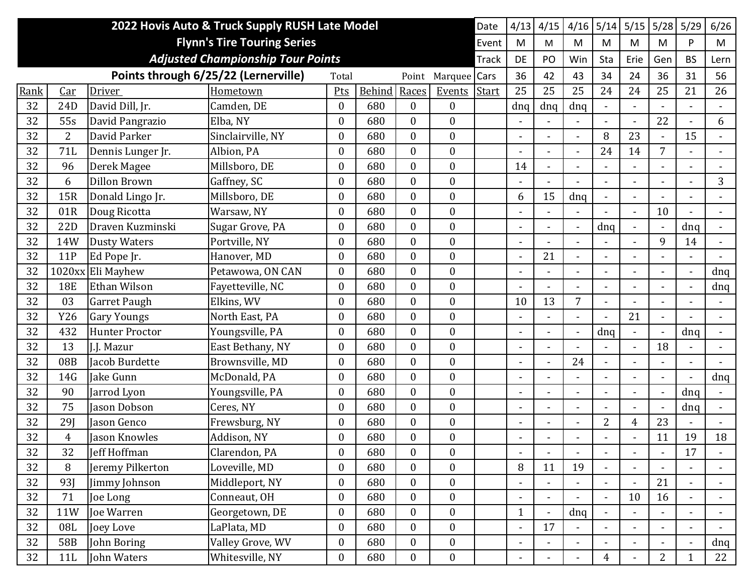| 2022 Hovis Auto & Truck Supply RUSH Late Model<br>Flynn's Tire Touring Series<br>*Adjusted Championship Tour Points* | | | | | | | | Date | 4/13 | 4/15 | 4/16 | 5/14 | 5/15 | 5/28 | 5/29 | 6/26 |
|---|---|---|---|---|---|---|---|---|---|---|---|---|---|---|---|---|
| | | | | | | | | Event | M | M | M | M | M | M | P | M |
| | | | | | | | | Track | DE | PO | Win | Sta | Erie | Gen | BS | Lern |
| **Points through 6/25/22 (Lernerville)** | | | | Total | | Point | Marquee | Cars | 36 | 42 | 43 | 34 | 24 | 36 | 31 | 56 |
| Rank | Car | Driver | Hometown | Pts | Behind | Races | Events | Start | 25 | 25 | 25 | 24 | 24 | 25 | 21 | 26 |
| 32 | 24D | David Dill, Jr. | Camden, DE | 0 | 680 | 0 | 0 | | dnq | dnq | dnq | - | - | - | - | - |
| 32 | 55s | David Pangrazio | Elba, NY | 0 | 680 | 0 | 0 | | - | - | - | - | - | 22 | - | 6 |
| 32 | 2 | David Parker | Sinclairville, NY | 0 | 680 | 0 | 0 | | - | - | - | 8 | 23 | - | 15 | - |
| 32 | 71L | Dennis Lunger Jr. | Albion, PA | 0 | 680 | 0 | 0 | | - | - | - | 24 | 14 | 7 | - | - |
| 32 | 96 | Derek Magee | Millsboro, DE | 0 | 680 | 0 | 0 | | 14 | - | - | - | - | - | - | - |
| 32 | 6 | Dillon Brown | Gaffney, SC | 0 | 680 | 0 | 0 | | - | - | - | - | - | - | - | 3 |
| 32 | 15R | Donald Lingo Jr. | Millsboro, DE | 0 | 680 | 0 | 0 | | 6 | 15 | dnq | - | - | - | - | - |
| 32 | 01R | Doug Ricotta | Warsaw, NY | 0 | 680 | 0 | 0 | | - | - | - | - | - | 10 | - | - |
| 32 | 22D | Draven Kuzminski | Sugar Grove, PA | 0 | 680 | 0 | 0 | | - | - | - | dnq | - | - | dnq | - |
| 32 | 14W | Dusty Waters | Portville, NY | 0 | 680 | 0 | 0 | | - | - | - | - | - | 9 | 14 | - |
| 32 | 11P | Ed Pope Jr. | Hanover, MD | 0 | 680 | 0 | 0 | | - | 21 | - | - | - | - | - | - |
| 32 | 1020xx | Eli Mayhew | Petawowa, ON CAN | 0 | 680 | 0 | 0 | | - | - | - | - | - | - | - | dnq |
| 32 | 18E | Ethan Wilson | Fayetteville, NC | 0 | 680 | 0 | 0 | | - | - | - | - | - | - | - | dnq |
| 32 | 03 | Garret Paugh | Elkins, WV | 0 | 680 | 0 | 0 | | 10 | 13 | 7 | - | - | - | - | - |
| 32 | Y26 | Gary Youngs | North East, PA | 0 | 680 | 0 | 0 | | - | - | - | - | 21 | - | - | - |
| 32 | 432 | Hunter Proctor | Youngsville, PA | 0 | 680 | 0 | 0 | | - | - | - | dnq | - | - | dnq | - |
| 32 | 13 | J.J. Mazur | East Bethany, NY | 0 | 680 | 0 | 0 | | - | - | - | - | - | 18 | - | - |
| 32 | 08B | Jacob Burdette | Brownsville, MD | 0 | 680 | 0 | 0 | | - | - | 24 | - | - | - | - | - |
| 32 | 14G | Jake Gunn | McDonald, PA | 0 | 680 | 0 | 0 | | - | - | - | - | - | - | - | dnq |
| 32 | 90 | Jarrod Lyon | Youngsville, PA | 0 | 680 | 0 | 0 | | - | - | - | - | - | - | dnq | - |
| 32 | 75 | Jason Dobson | Ceres, NY | 0 | 680 | 0 | 0 | | - | - | - | - | - | - | dnq | - |
| 32 | 29J | Jason Genco | Frewsburg, NY | 0 | 680 | 0 | 0 | | - | - | - | 2 | 4 | 23 | - | - |
| 32 | 4 | Jason Knowles | Addison, NY | 0 | 680 | 0 | 0 | | - | - | - | - | - | 11 | 19 | 18 |
| 32 | 32 | Jeff Hoffman | Clarendon, PA | 0 | 680 | 0 | 0 | | - | - | - | - | - | - | 17 | - |
| 32 | 8 | Jeremy Pilkerton | Loveville, MD | 0 | 680 | 0 | 0 | | 8 | 11 | 19 | - | - | - | - | - |
| 32 | 93J | Jimmy Johnson | Middleport, NY | 0 | 680 | 0 | 0 | | - | - | - | - | - | 21 | - | - |
| 32 | 71 | Joe Long | Conneaut, OH | 0 | 680 | 0 | 0 | | - | - | - | - | 10 | 16 | - | - |
| 32 | 11W | Joe Warren | Georgetown, DE | 0 | 680 | 0 | 0 | | 1 | - | dnq | - | - | - | - | - |
| 32 | 08L | Joey Love | LaPlata, MD | 0 | 680 | 0 | 0 | | - | 17 | - | - | - | - | - | - |
| 32 | 58B | John Boring | Valley Grove, WV | 0 | 680 | 0 | 0 | | - | - | - | - | - | - | - | dnq |
| 32 | 11L | John Waters | Whitesville, NY | 0 | 680 | 0 | 0 | | - | - | - | 4 | - | 2 | 1 | 22 |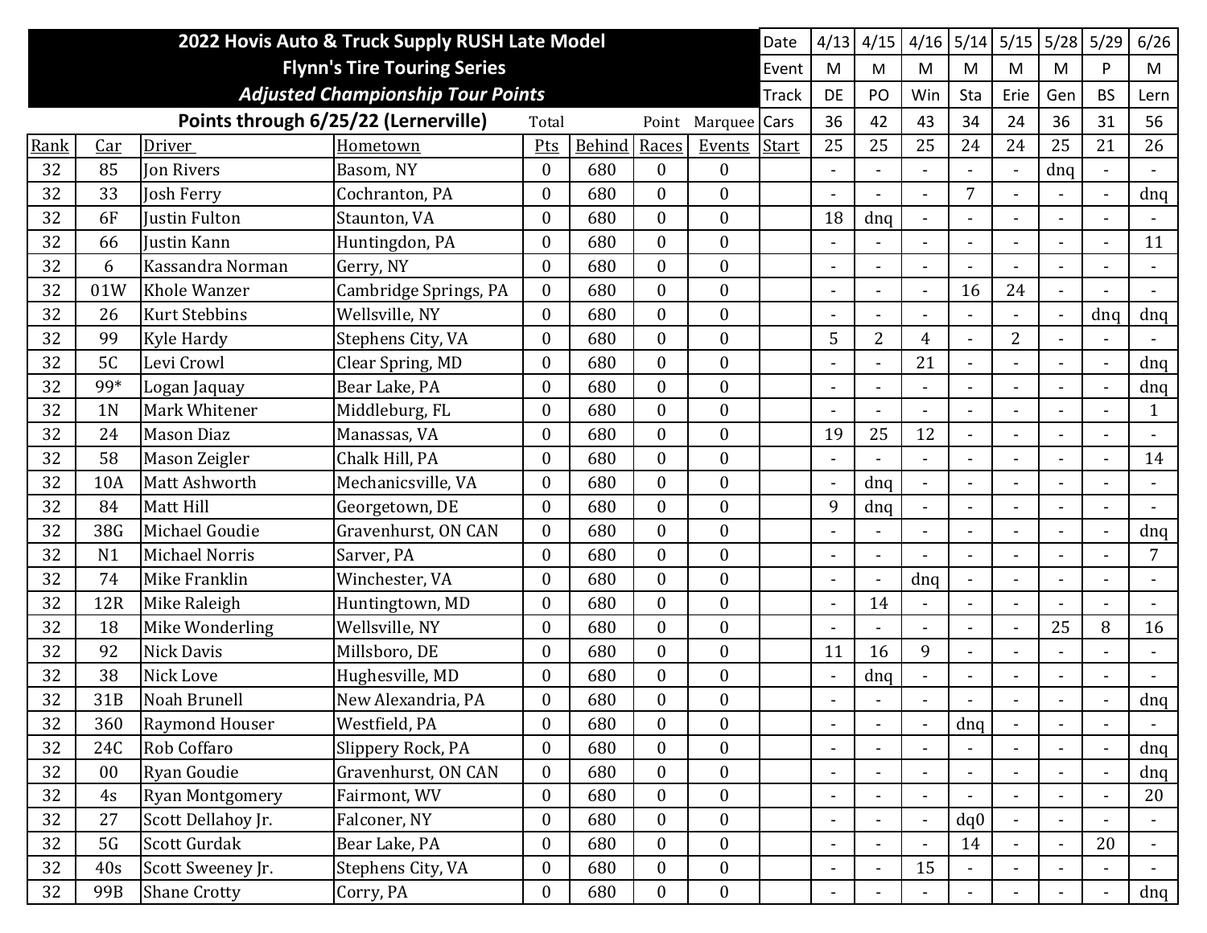| 2022 Hovis Auto & Truck Supply RUSH Late Model Flynn's Tire Touring Series *Adjusted Championship Tour Points* | | | | | | | | Date | 4/13 | 4/15 | 4/16 | 5/14 | 5/15 | 5/28 | 5/29 | 6/26 |
|---|---|---|---|---|---|---|---|---|---|---|---|---|---|---|---|---|
| | | | | | | | | Event | M | M | M | M | M | M | P | M |
| | | | | | | | | Track | DE | PO | Win | Sta | Erie | Gen | BS | Lern |
| Points through 6/25/22 (Lernerville) | | | | Total | | Point | Marquee | Cars | 36 | 42 | 43 | 34 | 24 | 36 | 31 | 56 |
| Rank | Car | Driver | Hometown | Pts | Behind | Races | Events | Start | 25 | 25 | 25 | 24 | 24 | 25 | 21 | 26 |
| 32 | 85 | Jon Rivers | Basom, NY | 0 | 680 | 0 | 0 | | - | - | - | - | - | dnq | - | - |
| 32 | 33 | Josh Ferry | Cochranton, PA | 0 | 680 | 0 | 0 | | - | - | - | 7 | - | - | - | dnq |
| 32 | 6F | Justin Fulton | Staunton, VA | 0 | 680 | 0 | 0 | | 18 | dnq | - | - | - | - | - | - |
| 32 | 66 | Justin Kann | Huntingdon, PA | 0 | 680 | 0 | 0 | | - | - | - | - | - | - | - | 11 |
| 32 | 6 | Kassandra Norman | Gerry, NY | 0 | 680 | 0 | 0 | | - | - | - | - | - | - | - | - |
| 32 | 01W | Khole Wanzer | Cambridge Springs, PA | 0 | 680 | 0 | 0 | | - | - | - | 16 | 24 | - | - | - |
| 32 | 26 | Kurt Stebbins | Wellsville, NY | 0 | 680 | 0 | 0 | | - | - | - | - | - | - | dnq | dnq |
| 32 | 99 | Kyle Hardy | Stephens City, VA | 0 | 680 | 0 | 0 | | 5 | 2 | 4 | - | 2 | - | - | - |
| 32 | 5C | Levi Crowl | Clear Spring, MD | 0 | 680 | 0 | 0 | | - | - | 21 | - | - | - | - | dnq |
| 32 | 99* | Logan Jaquay | Bear Lake, PA | 0 | 680 | 0 | 0 | | - | - | - | - | - | - | - | dnq |
| 32 | 1N | Mark Whitener | Middleburg, FL | 0 | 680 | 0 | 0 | | - | - | - | - | - | - | - | 1 |
| 32 | 24 | Mason Diaz | Manassas, VA | 0 | 680 | 0 | 0 | | 19 | 25 | 12 | - | - | - | - | - |
| 32 | 58 | Mason Zeigler | Chalk Hill, PA | 0 | 680 | 0 | 0 | | - | - | - | - | - | - | - | 14 |
| 32 | 10A | Matt Ashworth | Mechanicsville, VA | 0 | 680 | 0 | 0 | | - | dnq | - | - | - | - | - | - |
| 32 | 84 | Matt Hill | Georgetown, DE | 0 | 680 | 0 | 0 | | 9 | dnq | - | - | - | - | - | - |
| 32 | 38G | Michael Goudie | Gravenhurst, ON CAN | 0 | 680 | 0 | 0 | | - | - | - | - | - | - | - | dnq |
| 32 | N1 | Michael Norris | Sarver, PA | 0 | 680 | 0 | 0 | | - | - | - | - | - | - | - | 7 |
| 32 | 74 | Mike Franklin | Winchester, VA | 0 | 680 | 0 | 0 | | - | - | dnq | - | - | - | - | - |
| 32 | 12R | Mike Raleigh | Huntingtown, MD | 0 | 680 | 0 | 0 | | - | 14 | - | - | - | - | - | - |
| 32 | 18 | Mike Wonderling | Wellsville, NY | 0 | 680 | 0 | 0 | | - | - | - | - | - | 25 | 8 | 16 |
| 32 | 92 | Nick Davis | Millsboro, DE | 0 | 680 | 0 | 0 | | 11 | 16 | 9 | - | - | - | - | - |
| 32 | 38 | Nick Love | Hughesville, MD | 0 | 680 | 0 | 0 | | - | dnq | - | - | - | - | - | - |
| 32 | 31B | Noah Brunell | New Alexandria, PA | 0 | 680 | 0 | 0 | | - | - | - | - | - | - | - | dnq |
| 32 | 360 | Raymond Houser | Westfield, PA | 0 | 680 | 0 | 0 | | - | - | - | dnq | - | - | - | - |
| 32 | 24C | Rob Coffaro | Slippery Rock, PA | 0 | 680 | 0 | 0 | | - | - | - | - | - | - | - | dnq |
| 32 | 00 | Ryan Goudie | Gravenhurst, ON CAN | 0 | 680 | 0 | 0 | | - | - | - | - | - | - | - | dnq |
| 32 | 4s | Ryan Montgomery | Fairmont, WV | 0 | 680 | 0 | 0 | | - | - | - | - | - | - | - | 20 |
| 32 | 27 | Scott Dellahoy Jr. | Falconer, NY | 0 | 680 | 0 | 0 | | - | - | - | dq0 | - | - | - | - |
| 32 | 5G | Scott Gurdak | Bear Lake, PA | 0 | 680 | 0 | 0 | | - | - | - | 14 | - | - | 20 | - |
| 32 | 40s | Scott Sweeney Jr. | Stephens City, VA | 0 | 680 | 0 | 0 | | - | - | 15 | - | - | - | - | - |
| 32 | 99B | Shane Crotty | Corry, PA | 0 | 680 | 0 | 0 | | - | - | - | - | - | - | - | dnq |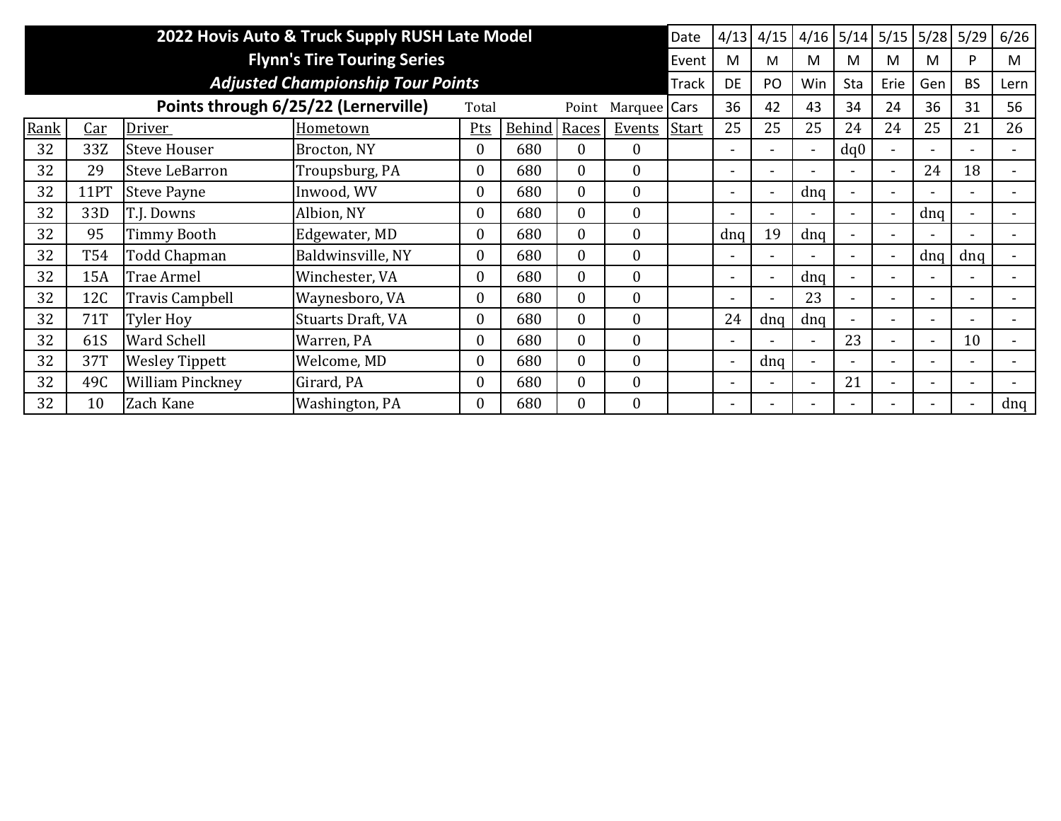# 2022 Hovis Auto & Truck Supply RUSH Late Model

## Flynn's Tire Touring Series

### *Adjusted Championship Tour Points*

| | | Points through 6/25/22 (Lernerville) | | Total | | Point | Marquee | Date | 4/13 | 4/15 | 4/16 | 5/14 | 5/15 | 5/28 | 5/29 | 6/26 |
|---|---|---|---|---|---|---|---|---|---|---|---|---|---|---|---|---|
| | | | | | | | | Event | M | M | M | M | M | M | P | M |
| | | | | | | | | Track | DE | PO | Win | Sta | Erie | Gen | BS | Lern |
| | | | | | | | | Cars | 36 | 42 | 43 | 34 | 24 | 36 | 31 | 56 |
| Rank | Car | Driver | Hometown | Pts | Behind | Races | Events | Start | 25 | 25 | 25 | 24 | 24 | 25 | 21 | 26 |
| 32 | 33Z | Steve Houser | Brocton, NY | 0 | 680 | 0 | 0 | | - | - | - | dq0 | - | - | - | - |
| 32 | 29 | Steve LeBarron | Troupsburg, PA | 0 | 680 | 0 | 0 | | - | - | - | - | - | 24 | 18 | - |
| 32 | 11PT | Steve Payne | Inwood, WV | 0 | 680 | 0 | 0 | | - | - | dnq | - | - | - | - | - |
| 32 | 33D | T.J. Downs | Albion, NY | 0 | 680 | 0 | 0 | | - | - | - | - | - | dnq | - | - |
| 32 | 95 | Timmy Booth | Edgewater, MD | 0 | 680 | 0 | 0 | | dnq | 19 | dnq | - | - | - | - | - |
| 32 | T54 | Todd Chapman | Baldwinsville, NY | 0 | 680 | 0 | 0 | | - | - | - | - | - | dnq | dnq | - |
| 32 | 15A | Trae Armel | Winchester, VA | 0 | 680 | 0 | 0 | | - | - | dnq | - | - | - | - | - |
| 32 | 12C | Travis Campbell | Waynesboro, VA | 0 | 680 | 0 | 0 | | - | - | 23 | - | - | - | - | - |
| 32 | 71T | Tyler Hoy | Stuarts Draft, VA | 0 | 680 | 0 | 0 | | 24 | dnq | dnq | - | - | - | - | - |
| 32 | 61S | Ward Schell | Warren, PA | 0 | 680 | 0 | 0 | | - | - | - | 23 | - | - | 10 | - |
| 32 | 37T | Wesley Tippett | Welcome, MD | 0 | 680 | 0 | 0 | | - | dnq | - | - | - | - | - | - |
| 32 | 49C | William Pinckney | Girard, PA | 0 | 680 | 0 | 0 | | - | - | - | 21 | - | - | - | - |
| 32 | 10 | Zach Kane | Washington, PA | 0 | 680 | 0 | 0 | | - | - | - | - | - | - | - | dnq |